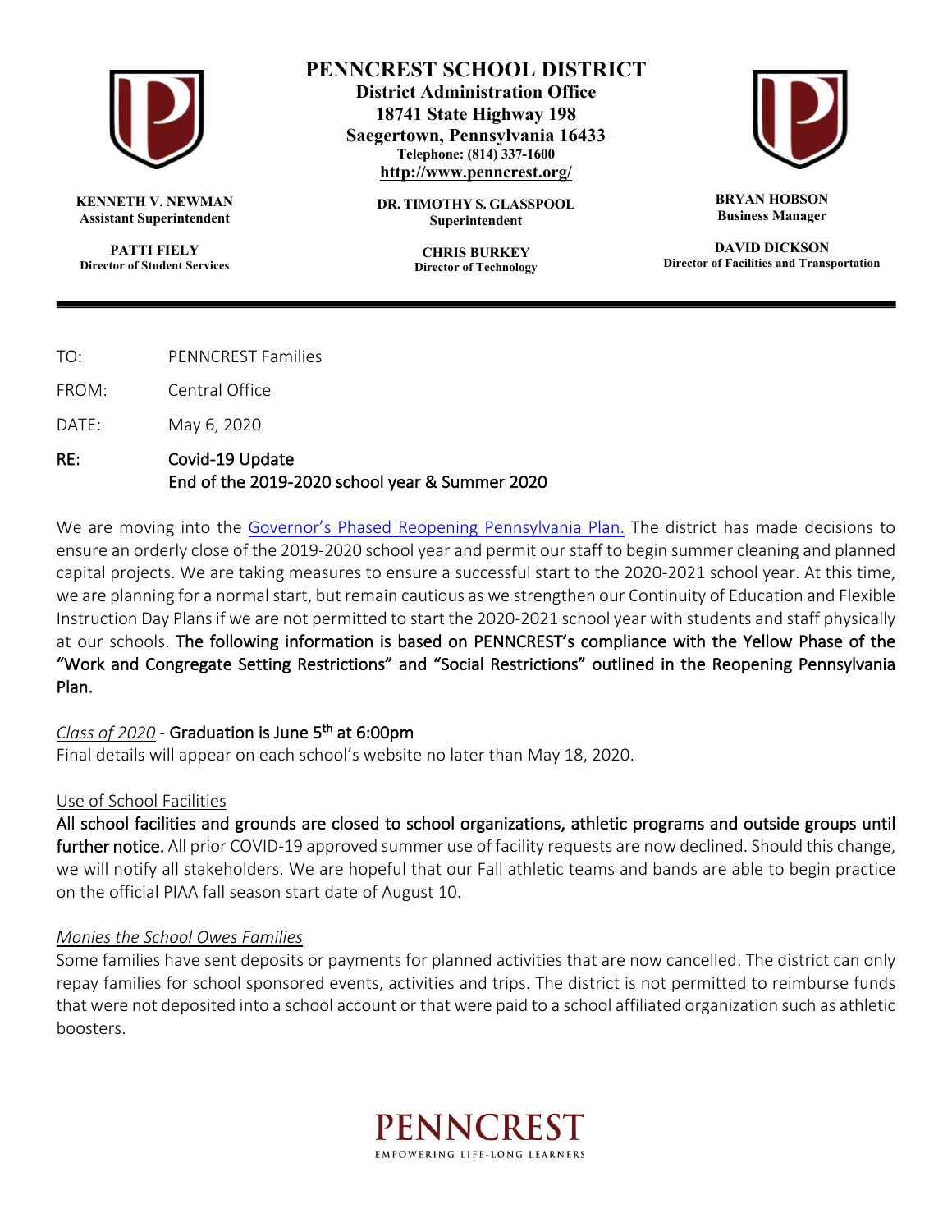# PENNCREST SCHOOL DISTRICT

**District Administration Office**
**18741 State Highway 198**
**Saegertown, Pennsylvania 16433**
**Telephone: (814) 337-1600**
**http://www.penncrest.org/**

**KENNETH V. NEWMAN**
Assistant Superintendent

**PATTI FIELY**
Director of Student Services

**DR. TIMOTHY S. GLASSPOOL**
Superintendent

**CHRIS BURKEY**
Director of Technology

**BRYAN HOBSON**
Business Manager

**DAVID DICKSON**
Director of Facilities and Transportation

---

TO: PENNCREST Families

FROM: Central Office

DATE: May 6, 2020

RE: Covid-19 Update
End of the 2019-2020 school year & Summer 2020

We are moving into the Governor's Phased Reopening Pennsylvania Plan. The district has made decisions to ensure an orderly close of the 2019-2020 school year and permit our staff to begin summer cleaning and planned capital projects. We are taking measures to ensure a successful start to the 2020-2021 school year. At this time, we are planning for a normal start, but remain cautious as we strengthen our Continuity of Education and Flexible Instruction Day Plans if we are not permitted to start the 2020-2021 school year with students and staff physically at our schools. **The following information is based on PENNCREST's compliance with the Yellow Phase of the "Work and Congregate Setting Restrictions" and "Social Restrictions" outlined in the Reopening Pennsylvania Plan.**

*Class of 2020* - **Graduation is June 5th at 6:00pm**
Final details will appear on each school's website no later than May 18, 2020.

Use of School Facilities
**All school facilities and grounds are closed to school organizations, athletic programs and outside groups until further notice.** All prior COVID-19 approved summer use of facility requests are now declined. Should this change, we will notify all stakeholders. We are hopeful that our Fall athletic teams and bands are able to begin practice on the official PIAA fall season start date of August 10.

*Monies the School Owes Families*
Some families have sent deposits or payments for planned activities that are now cancelled. The district can only repay families for school sponsored events, activities and trips. The district is not permitted to reimburse funds that were not deposited into a school account or that were paid to a school affiliated organization such as athletic boosters.

PENNCREST
EMPOWERING LIFE-LONG LEARNERS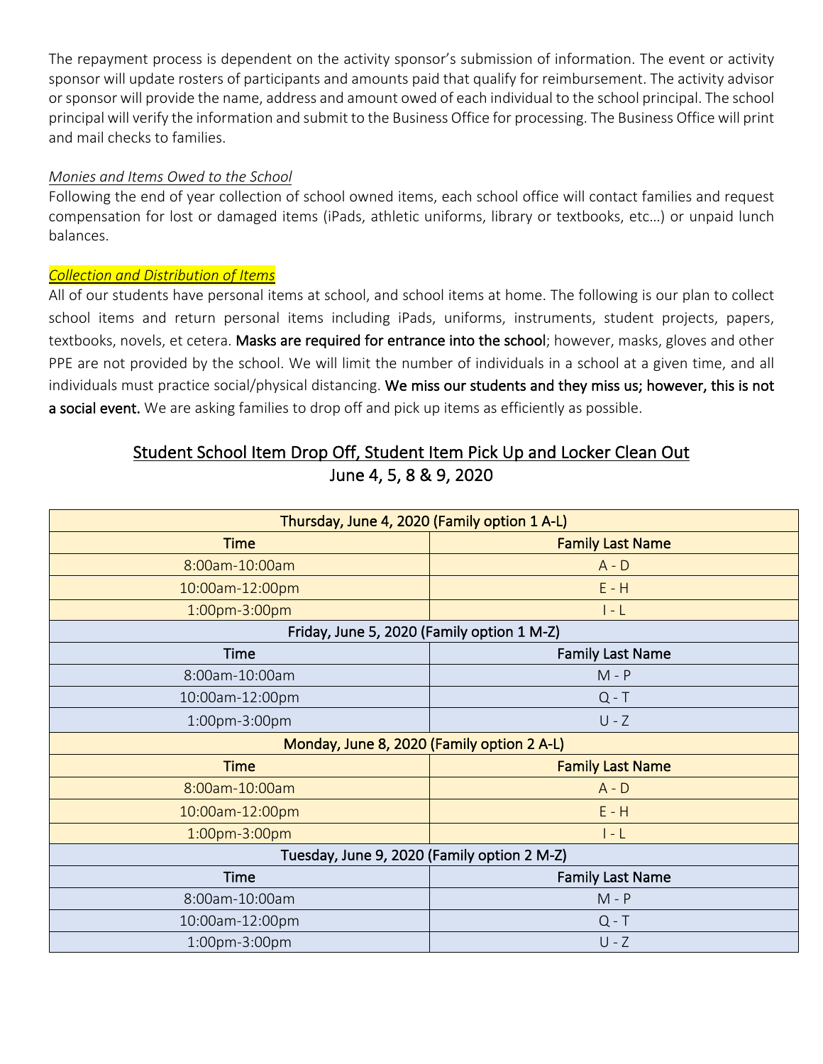The repayment process is dependent on the activity sponsor's submission of information. The event or activity sponsor will update rosters of participants and amounts paid that qualify for reimbursement. The activity advisor or sponsor will provide the name, address and amount owed of each individual to the school principal. The school principal will verify the information and submit to the Business Office for processing. The Business Office will print and mail checks to families.

*Monies and Items Owed to the School*

Following the end of year collection of school owned items, each school office will contact families and request compensation for lost or damaged items (iPads, athletic uniforms, library or textbooks, etc…) or unpaid lunch balances.

*Collection and Distribution of Items*

All of our students have personal items at school, and school items at home. The following is our plan to collect school items and return personal items including iPads, uniforms, instruments, student projects, papers, textbooks, novels, et cetera. **Masks are required for entrance into the school**; however, masks, gloves and other PPE are not provided by the school. We will limit the number of individuals in a school at a given time, and all individuals must practice social/physical distancing. **We miss our students and they miss us; however, this is not a social event.** We are asking families to drop off and pick up items as efficiently as possible.

## Student School Item Drop Off, Student Item Pick Up and Locker Clean Out
## June 4, 5, 8 & 9, 2020

| Thursday, June 4, 2020 (Family option 1 A-L) | |
|---|---|
| **Time** | **Family Last Name** |
| 8:00am-10:00am | A - D |
| 10:00am-12:00pm | E - H |
| 1:00pm-3:00pm | I - L |
| **Friday, June 5, 2020 (Family option 1 M-Z)** | |
| **Time** | **Family Last Name** |
| 8:00am-10:00am | M - P |
| 10:00am-12:00pm | Q - T |
| 1:00pm-3:00pm | U - Z |
| **Monday, June 8, 2020 (Family option 2 A-L)** | |
| **Time** | **Family Last Name** |
| 8:00am-10:00am | A - D |
| 10:00am-12:00pm | E - H |
| 1:00pm-3:00pm | I - L |
| **Tuesday, June 9, 2020 (Family option 2 M-Z)** | |
| **Time** | **Family Last Name** |
| 8:00am-10:00am | M - P |
| 10:00am-12:00pm | Q - T |
| 1:00pm-3:00pm | U - Z |